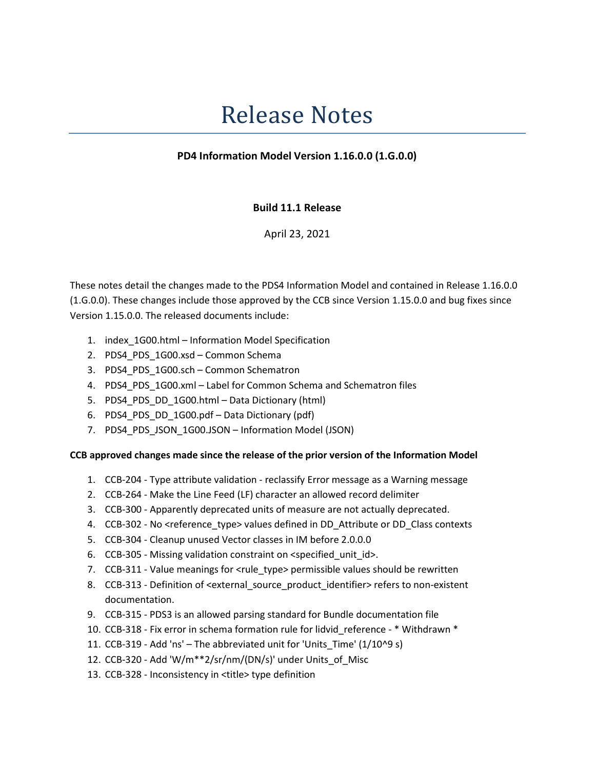# Release Notes

**PD4 Information Model Version 1.16.0.0 (1.G.0.0)**

**Build 11.1 Release**

April 23, 2021

These notes detail the changes made to the PDS4 Information Model and contained in Release 1.16.0.0 (1.G.0.0). These changes include those approved by the CCB since Version 1.15.0.0 and bug fixes since Version 1.15.0.0. The released documents include:

1. index_1G00.html – Information Model Specification
2. PDS4_PDS_1G00.xsd – Common Schema
3. PDS4_PDS_1G00.sch – Common Schematron
4. PDS4_PDS_1G00.xml – Label for Common Schema and Schematron files
5. PDS4_PDS_DD_1G00.html – Data Dictionary (html)
6. PDS4_PDS_DD_1G00.pdf – Data Dictionary (pdf)
7. PDS4_PDS_JSON_1G00.JSON – Information Model (JSON)

**CCB approved changes made since the release of the prior version of the Information Model**

1. CCB-204 - Type attribute validation - reclassify Error message as a Warning message
2. CCB-264 - Make the Line Feed (LF) character an allowed record delimiter
3. CCB-300 - Apparently deprecated units of measure are not actually deprecated.
4. CCB-302 - No <reference_type> values defined in DD_Attribute or DD_Class contexts
5. CCB-304 - Cleanup unused Vector classes in IM before 2.0.0.0
6. CCB-305 - Missing validation constraint on <specified_unit_id>.
7. CCB-311 - Value meanings for <rule_type> permissible values should be rewritten
8. CCB-313 - Definition of <external_source_product_identifier> refers to non-existent documentation.
9. CCB-315 - PDS3 is an allowed parsing standard for Bundle documentation file
10. CCB-318 - Fix error in schema formation rule for lidvid_reference - * Withdrawn *
11. CCB-319 - Add 'ns' – The abbreviated unit for 'Units_Time' (1/10^9 s)
12. CCB-320 - Add 'W/m**2/sr/nm/(DN/s)' under Units_of_Misc
13. CCB-328 - Inconsistency in <title> type definition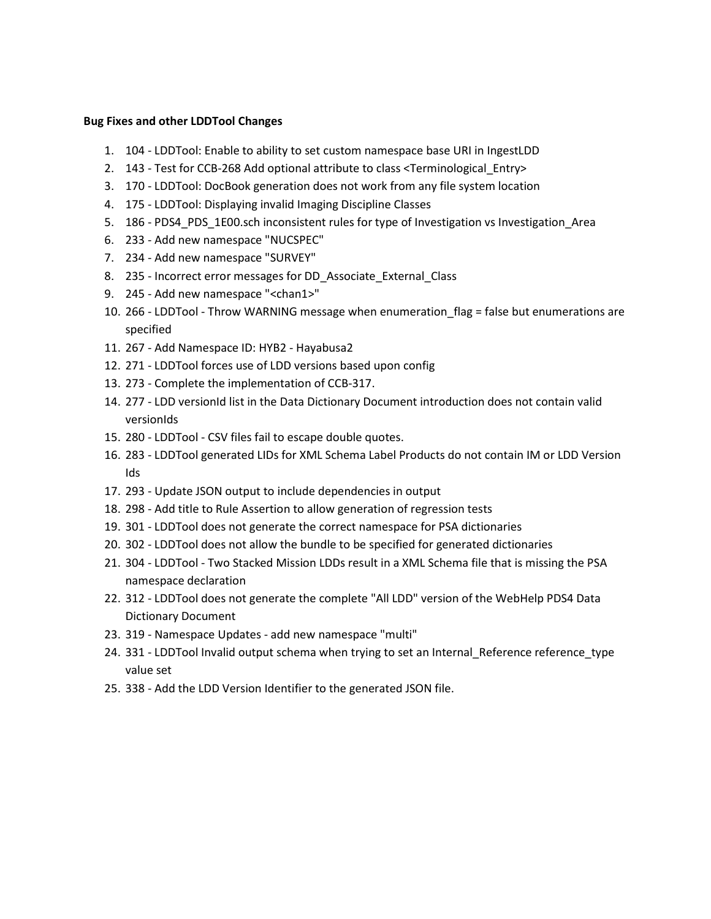**Bug Fixes and other LDDTool Changes**

1. 104 - LDDTool: Enable to ability to set custom namespace base URI in IngestLDD
2. 143 - Test for CCB-268 Add optional attribute to class <Terminological_Entry>
3. 170 - LDDTool: DocBook generation does not work from any file system location
4. 175 - LDDTool: Displaying invalid Imaging Discipline Classes
5. 186 - PDS4_PDS_1E00.sch inconsistent rules for type of Investigation vs Investigation_Area
6. 233 - Add new namespace "NUCSPEC"
7. 234 - Add new namespace "SURVEY"
8. 235 - Incorrect error messages for DD_Associate_External_Class
9. 245 - Add new namespace "<chan1>"
10. 266 - LDDTool - Throw WARNING message when enumeration_flag = false but enumerations are specified
11. 267 - Add Namespace ID: HYB2 - Hayabusa2
12. 271 - LDDTool forces use of LDD versions based upon config
13. 273 - Complete the implementation of CCB-317.
14. 277 - LDD versionId list in the Data Dictionary Document introduction does not contain valid versionIds
15. 280 - LDDTool - CSV files fail to escape double quotes.
16. 283 - LDDTool generated LIDs for XML Schema Label Products do not contain IM or LDD Version Ids
17. 293 - Update JSON output to include dependencies in output
18. 298 - Add title to Rule Assertion to allow generation of regression tests
19. 301 - LDDTool does not generate the correct namespace for PSA dictionaries
20. 302 - LDDTool does not allow the bundle to be specified for generated dictionaries
21. 304 - LDDTool - Two Stacked Mission LDDs result in a XML Schema file that is missing the PSA namespace declaration
22. 312 - LDDTool does not generate the complete "All LDD" version of the WebHelp PDS4 Data Dictionary Document
23. 319 - Namespace Updates - add new namespace "multi"
24. 331 - LDDTool Invalid output schema when trying to set an Internal_Reference reference_type value set
25. 338 - Add the LDD Version Identifier to the generated JSON file.